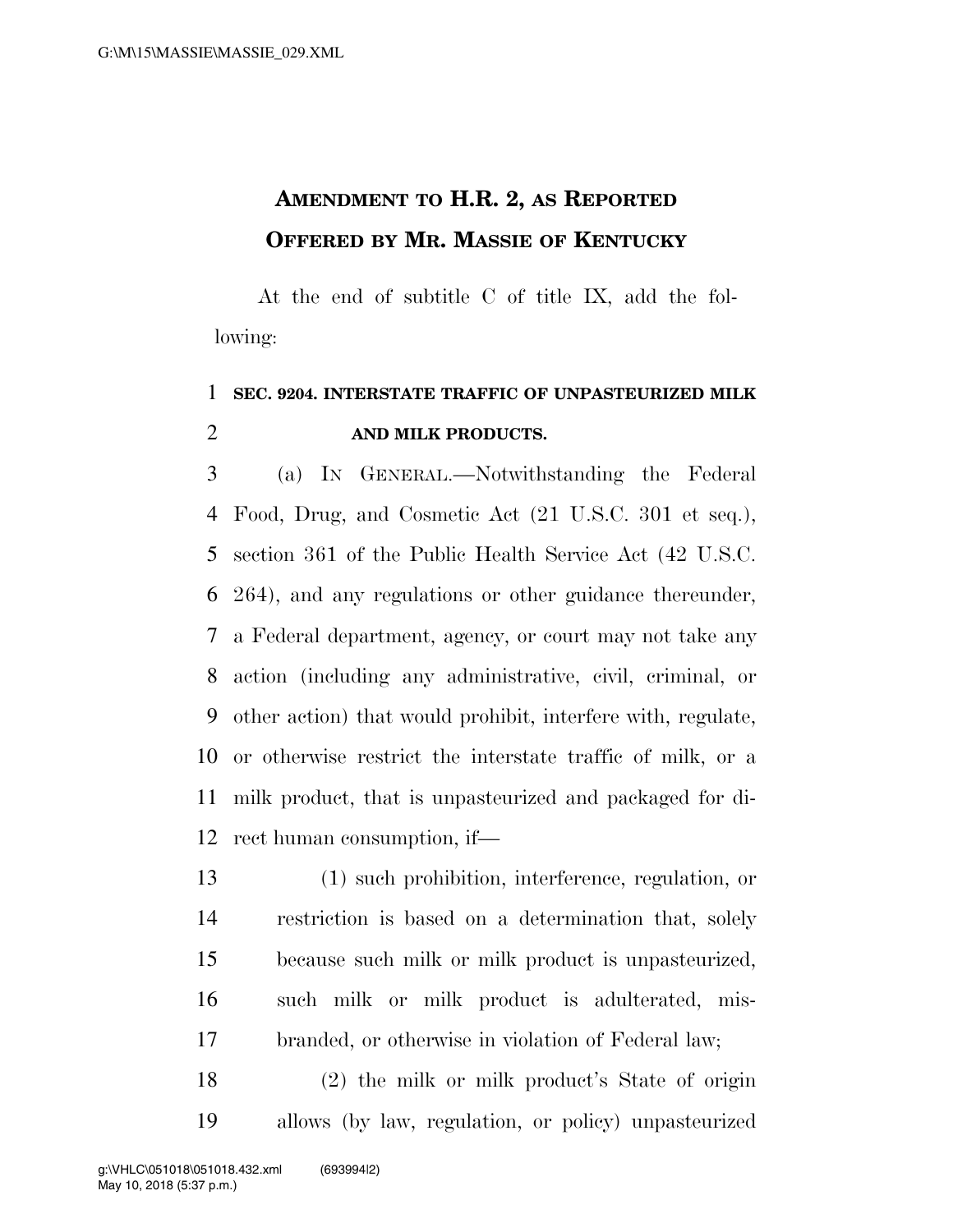# AMENDMENT TO H.R. 2, AS REPORTED OFFERED BY MR. MASSIE OF KENTUCKY

At the end of subtitle C of title IX, add the following:

**SEC. 9204. INTERSTATE TRAFFIC OF UNPASTEURIZED MILK AND MILK PRODUCTS.**

(a) IN GENERAL.—Notwithstanding the Federal Food, Drug, and Cosmetic Act (21 U.S.C. 301 et seq.), section 361 of the Public Health Service Act (42 U.S.C. 264), and any regulations or other guidance thereunder, a Federal department, agency, or court may not take any action (including any administrative, civil, criminal, or other action) that would prohibit, interfere with, regulate, or otherwise restrict the interstate traffic of milk, or a milk product, that is unpasteurized and packaged for direct human consumption, if—

(1) such prohibition, interference, regulation, or restriction is based on a determination that, solely because such milk or milk product is unpasteurized, such milk or milk product is adulterated, misbranded, or otherwise in violation of Federal law;

(2) the milk or milk product's State of origin allows (by law, regulation, or policy) unpasteurized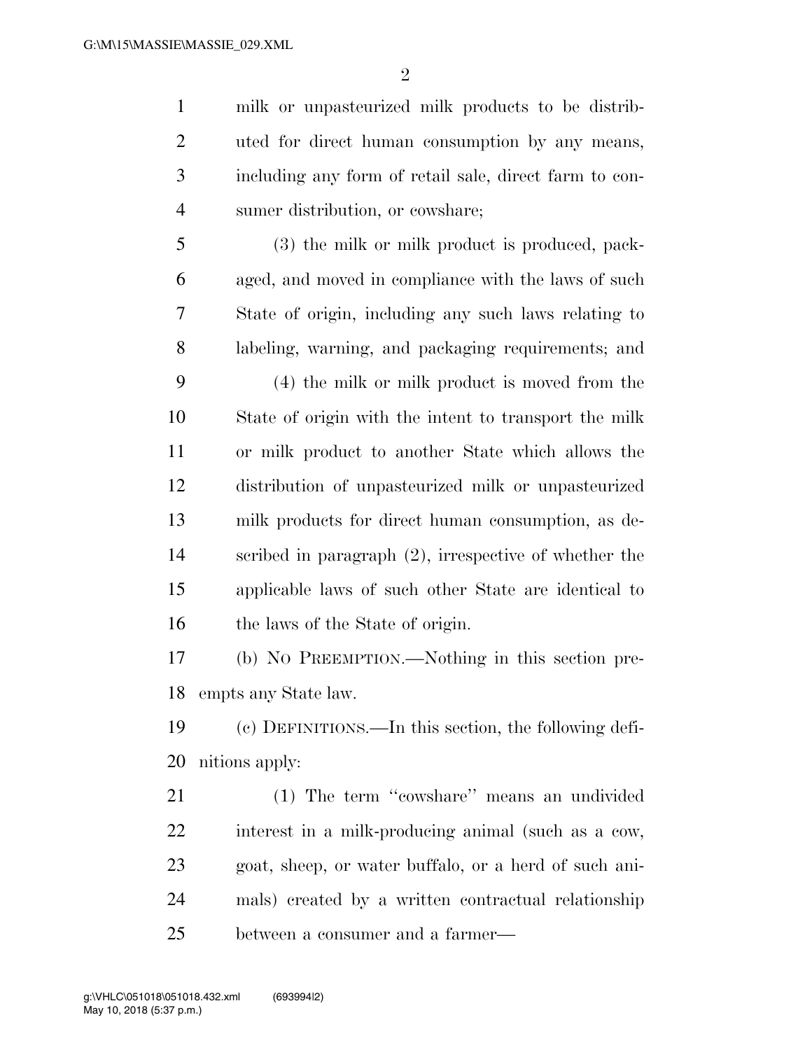milk or unpasteurized milk products to be distributed for direct human consumption by any means, including any form of retail sale, direct farm to consumer distribution, or cowshare;

(3) the milk or milk product is produced, packaged, and moved in compliance with the laws of such State of origin, including any such laws relating to labeling, warning, and packaging requirements; and

(4) the milk or milk product is moved from the State of origin with the intent to transport the milk or milk product to another State which allows the distribution of unpasteurized milk or unpasteurized milk products for direct human consumption, as described in paragraph (2), irrespective of whether the applicable laws of such other State are identical to the laws of the State of origin.

(b) NO PREEMPTION.—Nothing in this section preempts any State law.

(c) DEFINITIONS.—In this section, the following definitions apply:

(1) The term ''cowshare'' means an undivided interest in a milk-producing animal (such as a cow, goat, sheep, or water buffalo, or a herd of such animals) created by a written contractual relationship between a consumer and a farmer—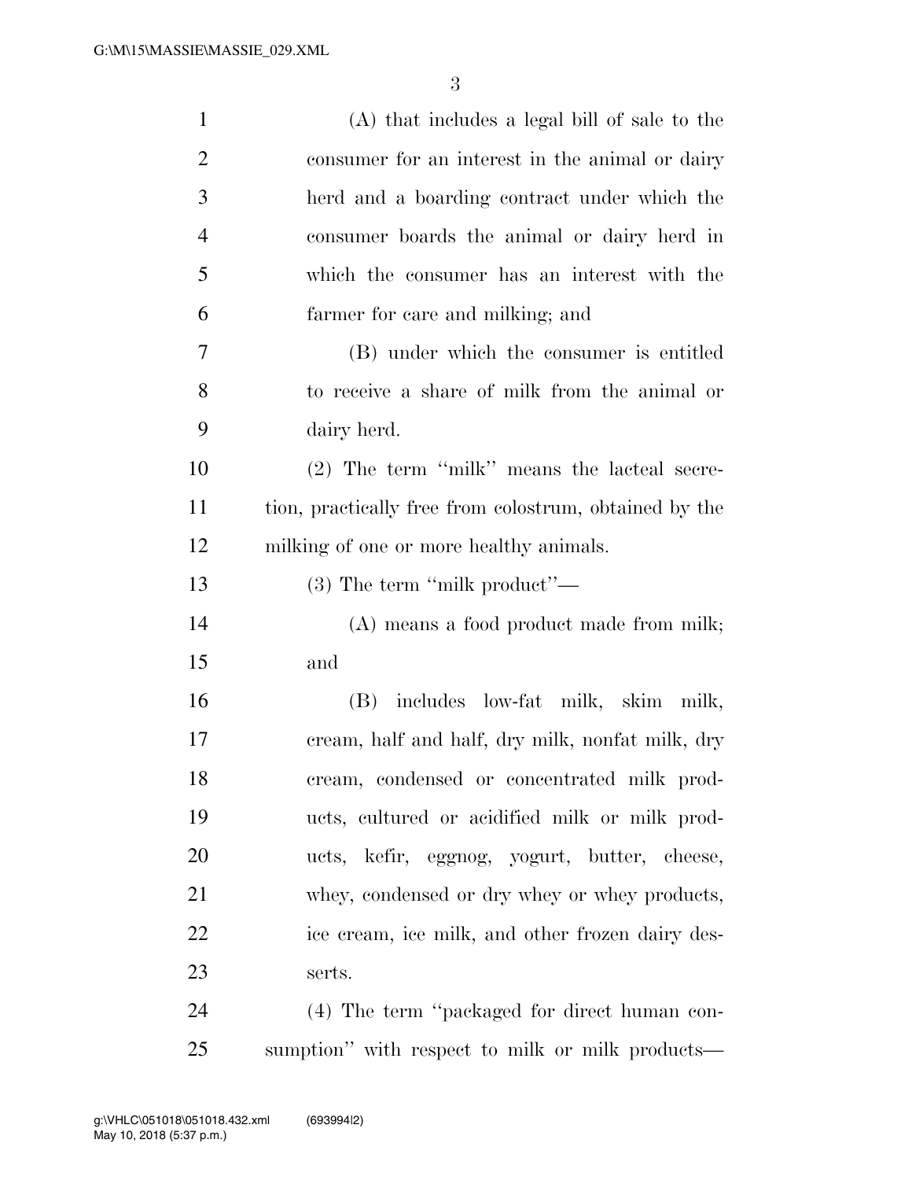(A) that includes a legal bill of sale to the consumer for an interest in the animal or dairy herd and a boarding contract under which the consumer boards the animal or dairy herd in which the consumer has an interest with the farmer for care and milking; and

(B) under which the consumer is entitled to receive a share of milk from the animal or dairy herd.

(2) The term "milk" means the lacteal secretion, practically free from colostrum, obtained by the milking of one or more healthy animals.

(3) The term "milk product"—

(A) means a food product made from milk; and

(B) includes low-fat milk, skim milk, cream, half and half, dry milk, nonfat milk, dry cream, condensed or concentrated milk products, cultured or acidified milk or milk products, kefir, eggnog, yogurt, butter, cheese, whey, condensed or dry whey or whey products, ice cream, ice milk, and other frozen dairy desserts.

(4) The term "packaged for direct human consumption" with respect to milk or milk products—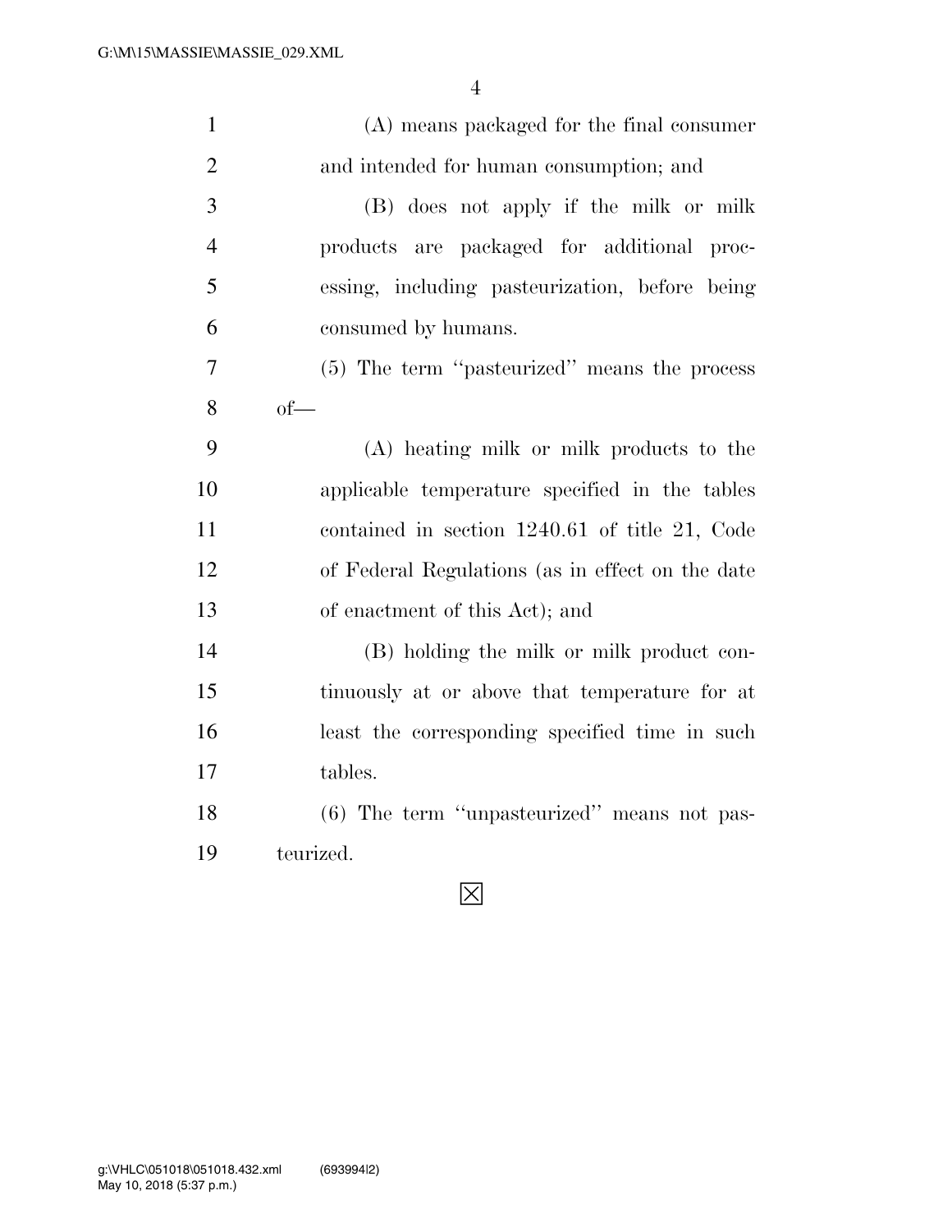(A) means packaged for the final consumer and intended for human consumption; and

(B) does not apply if the milk or milk products are packaged for additional processing, including pasteurization, before being consumed by humans.

(5) The term ''pasteurized'' means the process of—

(A) heating milk or milk products to the applicable temperature specified in the tables contained in section 1240.61 of title 21, Code of Federal Regulations (as in effect on the date of enactment of this Act); and

(B) holding the milk or milk product continuously at or above that temperature for at least the corresponding specified time in such tables.

(6) The term ''unpasteurized'' means not pasteurized.